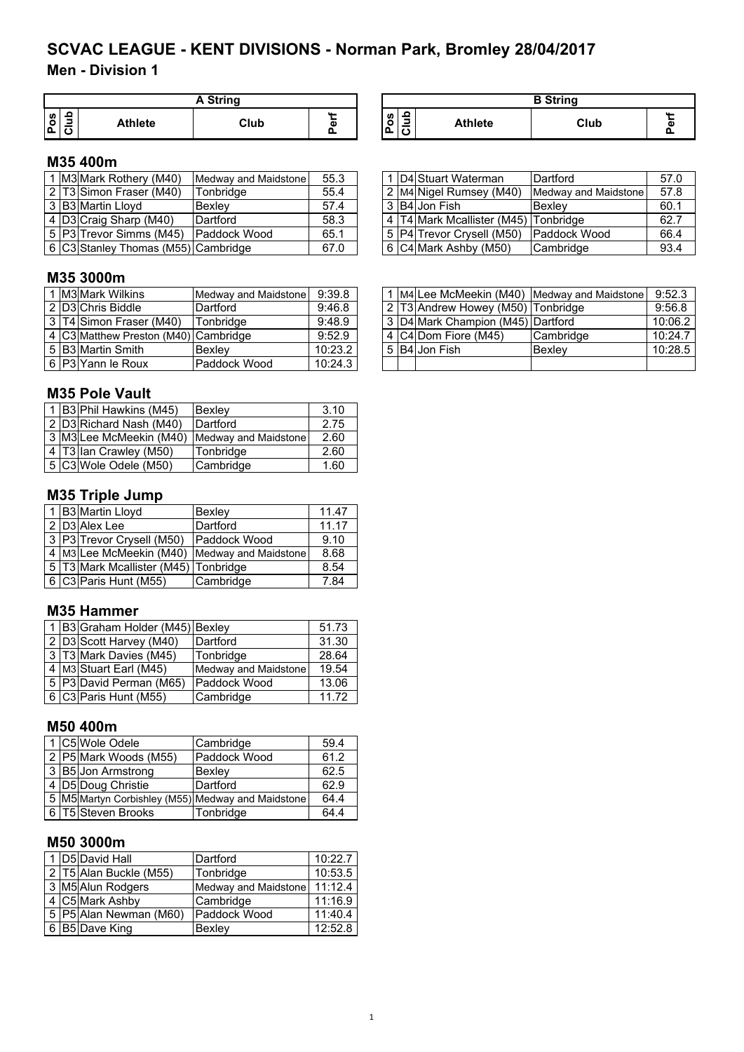# SCVAC LEAGUE - KENT DIVISIONS - Norman Park, Bromley 28/04/2017

## Men - Division 1

### M35 400m

**A String**

| Pos | Club | Athlete | Club | Perf |
|---|---|---|---|---|
| 1 | M3 | Mark Rothery (M40) | Medway and Maidstone | 55.3 |
| 2 | T3 | Simon Fraser (M40) | Tonbridge | 55.4 |
| 3 | B3 | Martin Lloyd | Bexley | 57.4 |
| 4 | D3 | Craig Sharp (M40) | Dartford | 58.3 |
| 5 | P3 | Trevor Simms (M45) | Paddock Wood | 65.1 |
| 6 | C3 | Stanley Thomas (M55) | Cambridge | 67.0 |

**B String**

| Pos | Club | Athlete | Club | Perf |
|---|---|---|---|---|
| 1 | D4 | Stuart Waterman | Dartford | 57.0 |
| 2 | M4 | Nigel Rumsey (M40) | Medway and Maidstone | 57.8 |
| 3 | B4 | Jon Fish | Bexley | 60.1 |
| 4 | T4 | Mark Mcallister (M45) | Tonbridge | 62.7 |
| 5 | P4 | Trevor Crysell (M50) | Paddock Wood | 66.4 |
| 6 | C4 | Mark Ashby (M50) | Cambridge | 93.4 |

### M35 3000m

**A String**

| Pos | Club | Athlete | Club | Perf |
|---|---|---|---|---|
| 1 | M3 | Mark Wilkins | Medway and Maidstone | 9:39.8 |
| 2 | D3 | Chris Biddle | Dartford | 9:46.8 |
| 3 | T4 | Simon Fraser (M40) | Tonbridge | 9:48.9 |
| 4 | C3 | Matthew Preston (M40) | Cambridge | 9:52.9 |
| 5 | B3 | Martin Smith | Bexley | 10:23.2 |
| 6 | P3 | Yann le Roux | Paddock Wood | 10:24.3 |

**B String**

| Pos | Club | Athlete | Club | Perf |
|---|---|---|---|---|
| 1 | M4 | Lee McMeekin (M40) | Medway and Maidstone | 9:52.3 |
| 2 | T3 | Andrew Howey (M50) | Tonbridge | 9:56.8 |
| 3 | D4 | Mark Champion (M45) | Dartford | 10:06.2 |
| 4 | C4 | Dom Fiore (M45) | Cambridge | 10:24.7 |
| 5 | B4 | Jon Fish | Bexley | 10:28.5 |
| | | | | |

### M35 Pole Vault

| Pos | Club | Athlete | Club | Perf |
|---|---|---|---|---|
| 1 | B3 | Phil Hawkins (M45) | Bexley | 3.10 |
| 2 | D3 | Richard Nash (M40) | Dartford | 2.75 |
| 3 | M3 | Lee McMeekin (M40) | Medway and Maidstone | 2.60 |
| 4 | T3 | Ian Crawley (M50) | Tonbridge | 2.60 |
| 5 | C3 | Wole Odele (M50) | Cambridge | 1.60 |

### M35 Triple Jump

| Pos | Club | Athlete | Club | Perf |
|---|---|---|---|---|
| 1 | B3 | Martin Lloyd | Bexley | 11.47 |
| 2 | D3 | Alex Lee | Dartford | 11.17 |
| 3 | P3 | Trevor Crysell (M50) | Paddock Wood | 9.10 |
| 4 | M3 | Lee McMeekin (M40) | Medway and Maidstone | 8.68 |
| 5 | T3 | Mark Mcallister (M45) | Tonbridge | 8.54 |
| 6 | C3 | Paris Hunt (M55) | Cambridge | 7.84 |

### M35 Hammer

| Pos | Club | Athlete | Club | Perf |
|---|---|---|---|---|
| 1 | B3 | Graham Holder (M45) | Bexley | 51.73 |
| 2 | D3 | Scott Harvey (M40) | Dartford | 31.30 |
| 3 | T3 | Mark Davies (M45) | Tonbridge | 28.64 |
| 4 | M3 | Stuart Earl (M45) | Medway and Maidstone | 19.54 |
| 5 | P3 | David Perman (M65) | Paddock Wood | 13.06 |
| 6 | C3 | Paris Hunt (M55) | Cambridge | 11.72 |

### M50 400m

| Pos | Club | Athlete | Club | Perf |
|---|---|---|---|---|
| 1 | C5 | Wole Odele | Cambridge | 59.4 |
| 2 | P5 | Mark Woods (M55) | Paddock Wood | 61.2 |
| 3 | B5 | Jon Armstrong | Bexley | 62.5 |
| 4 | D5 | Doug Christie | Dartford | 62.9 |
| 5 | M5 | Martyn Corbishley (M55) | Medway and Maidstone | 64.4 |
| 6 | T5 | Steven Brooks | Tonbridge | 64.4 |

### M50 3000m

| Pos | Club | Athlete | Club | Perf |
|---|---|---|---|---|
| 1 | D5 | David Hall | Dartford | 10:22.7 |
| 2 | T5 | Alan Buckle (M55) | Tonbridge | 10:53.5 |
| 3 | M5 | Alun Rodgers | Medway and Maidstone | 11:12.4 |
| 4 | C5 | Mark Ashby | Cambridge | 11:16.9 |
| 5 | P5 | Alan Newman (M60) | Paddock Wood | 11:40.4 |
| 6 | B5 | Dave King | Bexley | 12:52.8 |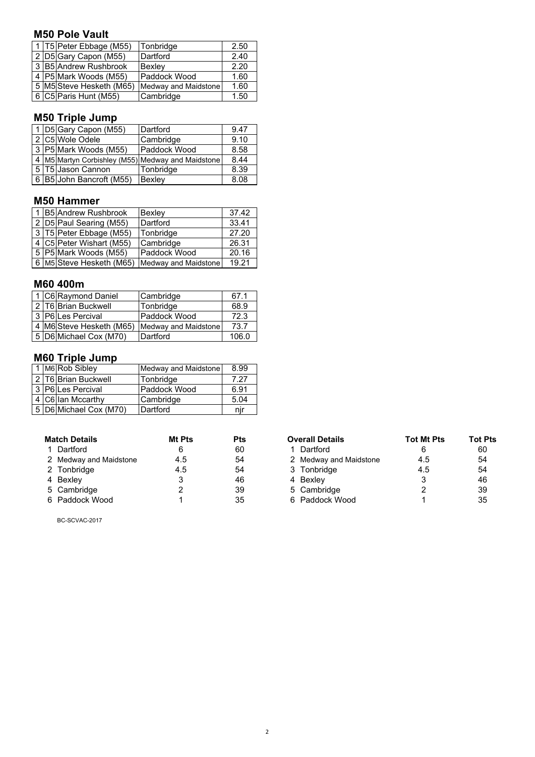### M50 Pole Vault

| | | | | |
|---|---|---|---|---|
| 1 | T5 | Peter Ebbage (M55) | Tonbridge | 2.50 |
| 2 | D5 | Gary Capon (M55) | Dartford | 2.40 |
| 3 | B5 | Andrew Rushbrook | Bexley | 2.20 |
| 4 | P5 | Mark Woods (M55) | Paddock Wood | 1.60 |
| 5 | M5 | Steve Hesketh (M65) | Medway and Maidstone | 1.60 |
| 6 | C5 | Paris Hunt (M55) | Cambridge | 1.50 |

### M50 Triple Jump

| | | | | |
|---|---|---|---|---|
| 1 | D5 | Gary Capon (M55) | Dartford | 9.47 |
| 2 | C5 | Wole Odele | Cambridge | 9.10 |
| 3 | P5 | Mark Woods (M55) | Paddock Wood | 8.58 |
| 4 | M5 | Martyn Corbishley (M55) | Medway and Maidstone | 8.44 |
| 5 | T5 | Jason Cannon | Tonbridge | 8.39 |
| 6 | B5 | John Bancroft (M55) | Bexley | 8.08 |

### M50 Hammer

| | | | | |
|---|---|---|---|---|
| 1 | B5 | Andrew Rushbrook | Bexley | 37.42 |
| 2 | D5 | Paul Searing (M55) | Dartford | 33.41 |
| 3 | T5 | Peter Ebbage (M55) | Tonbridge | 27.20 |
| 4 | C5 | Peter Wishart (M55) | Cambridge | 26.31 |
| 5 | P5 | Mark Woods (M55) | Paddock Wood | 20.16 |
| 6 | M5 | Steve Hesketh (M65) | Medway and Maidstone | 19.21 |

### M60 400m

| | | | | |
|---|---|---|---|---|
| 1 | C6 | Raymond Daniel | Cambridge | 67.1 |
| 2 | T6 | Brian Buckwell | Tonbridge | 68.9 |
| 3 | P6 | Les Percival | Paddock Wood | 72.3 |
| 4 | M6 | Steve Hesketh (M65) | Medway and Maidstone | 73.7 |
| 5 | D6 | Michael Cox (M70) | Dartford | 106.0 |

### M60 Triple Jump

| | | | | |
|---|---|---|---|---|
| 1 | M6 | Rob Sibley | Medway and Maidstone | 8.99 |
| 2 | T6 | Brian Buckwell | Tonbridge | 7.27 |
| 3 | P6 | Les Percival | Paddock Wood | 6.91 |
| 4 | C6 | Ian Mccarthy | Cambridge | 5.04 |
| 5 | D6 | Michael Cox (M70) | Dartford | njr |

| | Match Details | Mt Pts | Pts |
|---|---|---|---|
| 1 | Dartford | 6 | 60 |
| 2 | Medway and Maidstone | 4.5 | 54 |
| 2 | Tonbridge | 4.5 | 54 |
| 4 | Bexley | 3 | 46 |
| 5 | Cambridge | 2 | 39 |
| 6 | Paddock Wood | 1 | 35 |

| | Overall Details | Tot Mt Pts | Tot Pts |
|---|---|---|---|
| 1 | Dartford | 6 | 60 |
| 2 | Medway and Maidstone | 4.5 | 54 |
| 3 | Tonbridge | 4.5 | 54 |
| 4 | Bexley | 3 | 46 |
| 5 | Cambridge | 2 | 39 |
| 6 | Paddock Wood | 1 | 35 |

BC-SCVAC-2017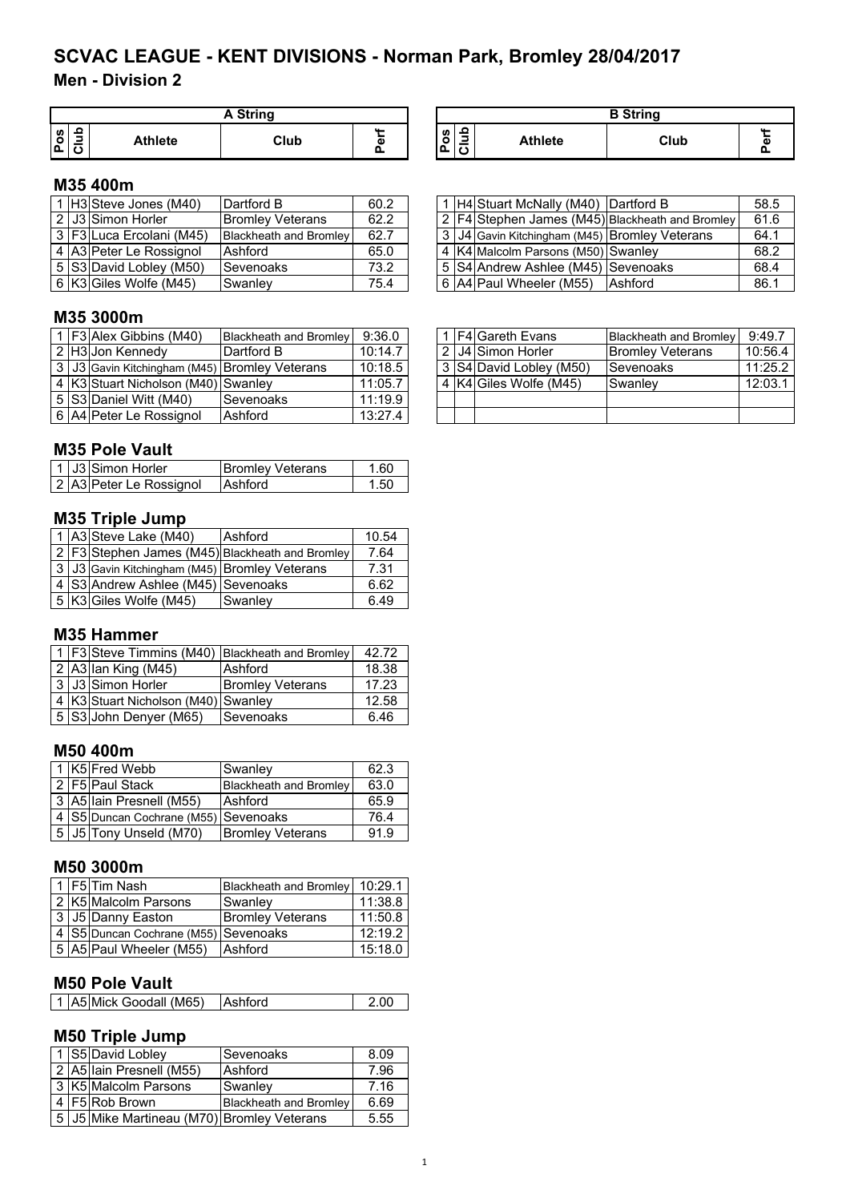# SCVAC LEAGUE - KENT DIVISIONS - Norman Park, Bromley 28/04/2017

## Men - Division 2

### M35 400m

**A String**

| Pos | Club | Athlete | Club | Perf |
|---|---|---|---|---|
| 1 | H3 | Steve Jones (M40) | Dartford B | 60.2 |
| 2 | J3 | Simon Horler | Bromley Veterans | 62.2 |
| 3 | F3 | Luca Ercolani (M45) | Blackheath and Bromley | 62.7 |
| 4 | A3 | Peter Le Rossignol | Ashford | 65.0 |
| 5 | S3 | David Lobley (M50) | Sevenoaks | 73.2 |
| 6 | K3 | Giles Wolfe (M45) | Swanley | 75.4 |

**B String**

| Pos | Club | Athlete | Club | Perf |
|---|---|---|---|---|
| 1 | H4 | Stuart McNally (M40) | Dartford B | 58.5 |
| 2 | F4 | Stephen James (M45) | Blackheath and Bromley | 61.6 |
| 3 | J4 | Gavin Kitchingham (M45) | Bromley Veterans | 64.1 |
| 4 | K4 | Malcolm Parsons (M50) | Swanley | 68.2 |
| 5 | S4 | Andrew Ashlee (M45) | Sevenoaks | 68.4 |
| 6 | A4 | Paul Wheeler (M55) | Ashford | 86.1 |

### M35 3000m

**A String**

| Pos | Club | Athlete | Club | Perf |
|---|---|---|---|---|
| 1 | F3 | Alex Gibbins (M40) | Blackheath and Bromley | 9:36.0 |
| 2 | H3 | Jon Kennedy | Dartford B | 10:14.7 |
| 3 | J3 | Gavin Kitchingham (M45) | Bromley Veterans | 10:18.5 |
| 4 | K3 | Stuart Nicholson (M40) | Swanley | 11:05.7 |
| 5 | S3 | Daniel Witt (M40) | Sevenoaks | 11:19.9 |
| 6 | A4 | Peter Le Rossignol | Ashford | 13:27.4 |

**B String**

| Pos | Club | Athlete | Club | Perf |
|---|---|---|---|---|
| 1 | F4 | Gareth Evans | Blackheath and Bromley | 9:49.7 |
| 2 | J4 | Simon Horler | Bromley Veterans | 10:56.4 |
| 3 | S4 | David Lobley (M50) | Sevenoaks | 11:25.2 |
| 4 | K4 | Giles Wolfe (M45) | Swanley | 12:03.1 |

### M35 Pole Vault

| Pos | Club | Athlete | Club | Perf |
|---|---|---|---|---|
| 1 | J3 | Simon Horler | Bromley Veterans | 1.60 |
| 2 | A3 | Peter Le Rossignol | Ashford | 1.50 |

### M35 Triple Jump

| Pos | Club | Athlete | Club | Perf |
|---|---|---|---|---|
| 1 | A3 | Steve Lake (M40) | Ashford | 10.54 |
| 2 | F3 | Stephen James (M45) | Blackheath and Bromley | 7.64 |
| 3 | J3 | Gavin Kitchingham (M45) | Bromley Veterans | 7.31 |
| 4 | S3 | Andrew Ashlee (M45) | Sevenoaks | 6.62 |
| 5 | K3 | Giles Wolfe (M45) | Swanley | 6.49 |

### M35 Hammer

| Pos | Club | Athlete | Club | Perf |
|---|---|---|---|---|
| 1 | F3 | Steve Timmins (M40) | Blackheath and Bromley | 42.72 |
| 2 | A3 | Ian King (M45) | Ashford | 18.38 |
| 3 | J3 | Simon Horler | Bromley Veterans | 17.23 |
| 4 | K3 | Stuart Nicholson (M40) | Swanley | 12.58 |
| 5 | S3 | John Denyer (M65) | Sevenoaks | 6.46 |

### M50 400m

| Pos | Club | Athlete | Club | Perf |
|---|---|---|---|---|
| 1 | K5 | Fred Webb | Swanley | 62.3 |
| 2 | F5 | Paul Stack | Blackheath and Bromley | 63.0 |
| 3 | A5 | Iain Presnell (M55) | Ashford | 65.9 |
| 4 | S5 | Duncan Cochrane (M55) | Sevenoaks | 76.4 |
| 5 | J5 | Tony Unseld (M70) | Bromley Veterans | 91.9 |

### M50 3000m

| Pos | Club | Athlete | Club | Perf |
|---|---|---|---|---|
| 1 | F5 | Tim Nash | Blackheath and Bromley | 10:29.1 |
| 2 | K5 | Malcolm Parsons | Swanley | 11:38.8 |
| 3 | J5 | Danny Easton | Bromley Veterans | 11:50.8 |
| 4 | S5 | Duncan Cochrane (M55) | Sevenoaks | 12:19.2 |
| 5 | A5 | Paul Wheeler (M55) | Ashford | 15:18.0 |

### M50 Pole Vault

| Pos | Club | Athlete | Club | Perf |
|---|---|---|---|---|
| 1 | A5 | Mick Goodall (M65) | Ashford | 2.00 |

### M50 Triple Jump

| Pos | Club | Athlete | Club | Perf |
|---|---|---|---|---|
| 1 | S5 | David Lobley | Sevenoaks | 8.09 |
| 2 | A5 | Iain Presnell (M55) | Ashford | 7.96 |
| 3 | K5 | Malcolm Parsons | Swanley | 7.16 |
| 4 | F5 | Rob Brown | Blackheath and Bromley | 6.69 |
| 5 | J5 | Mike Martineau (M70) | Bromley Veterans | 5.55 |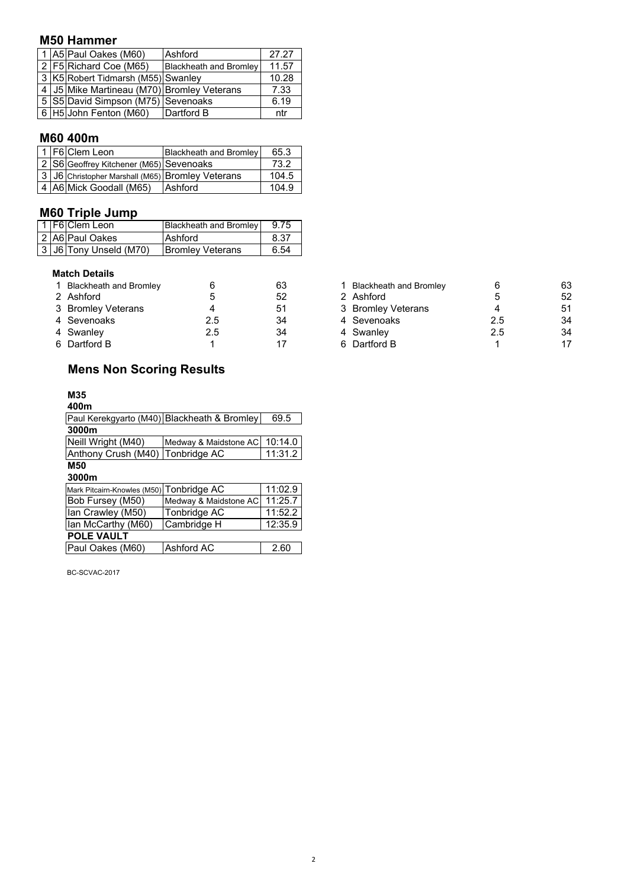## M50 Hammer

| Pos | Lane | Name | Club | Result |
|---|---|---|---|---|
| 1 | A5 | Paul Oakes (M60) | Ashford | 27.27 |
| 2 | F5 | Richard Coe (M65) | Blackheath and Bromley | 11.57 |
| 3 | K5 | Robert Tidmarsh (M55) | Swanley | 10.28 |
| 4 | J5 | Mike Martineau (M70) | Bromley Veterans | 7.33 |
| 5 | S5 | David Simpson (M75) | Sevenoaks | 6.19 |
| 6 | H5 | John Fenton (M60) | Dartford B | ntr |

## M60 400m

| Pos | Lane | Name | Club | Result |
|---|---|---|---|---|
| 1 | F6 | Clem Leon | Blackheath and Bromley | 65.3 |
| 2 | S6 | Geoffrey Kitchener (M65) | Sevenoaks | 73.2 |
| 3 | J6 | Christopher Marshall (M65) | Bromley Veterans | 104.5 |
| 4 | A6 | Mick Goodall (M65) | Ashford | 104.9 |

## M60 Triple Jump

| Pos | Lane | Name | Club | Result |
|---|---|---|---|---|
| 1 | F6 | Clem Leon | Blackheath and Bromley | 9.75 |
| 2 | A6 | Paul Oakes | Ashford | 8.37 |
| 3 | J6 | Tony Unseld (M70) | Bromley Veterans | 6.54 |

**Match Details**

| Pos | Club | Match Points | Points |
|---|---|---|---|
| 1 | Blackheath and Bromley | 6 | 63 |
| 2 | Ashford | 5 | 52 |
| 3 | Bromley Veterans | 4 | 51 |
| 4 | Sevenoaks | 2.5 | 34 |
| 4 | Swanley | 2.5 | 34 |
| 6 | Dartford B | 1 | 17 |

| Pos | Club | Match Points | Points |
|---|---|---|---|
| 1 | Blackheath and Bromley | 6 | 63 |
| 2 | Ashford | 5 | 52 |
| 3 | Bromley Veterans | 4 | 51 |
| 4 | Sevenoaks | 2.5 | 34 |
| 4 | Swanley | 2.5 | 34 |
| 6 | Dartford B | 1 | 17 |

## Mens Non Scoring Results

**M35**

**400m**

| Name | Club | Result |
|---|---|---|
| Paul Kerekgyarto (M40) | Blackheath & Bromley | 69.5 |

**3000m**

| Name | Club | Result |
|---|---|---|
| Neill Wright (M40) | Medway & Maidstone AC | 10:14.0 |
| Anthony Crush (M40) | Tonbridge AC | 11:31.2 |

**M50**

**3000m**

| Name | Club | Result |
|---|---|---|
| Mark Pitcairn-Knowles (M50) | Tonbridge AC | 11:02.9 |
| Bob Fursey (M50) | Medway & Maidstone AC | 11:25.7 |
| Ian Crawley (M50) | Tonbridge AC | 11:52.2 |
| Ian McCarthy (M60) | Cambridge H | 12:35.9 |

**POLE VAULT**

| Name | Club | Result |
|---|---|---|
| Paul Oakes (M60) | Ashford AC | 2.60 |

BC-SCVAC-2017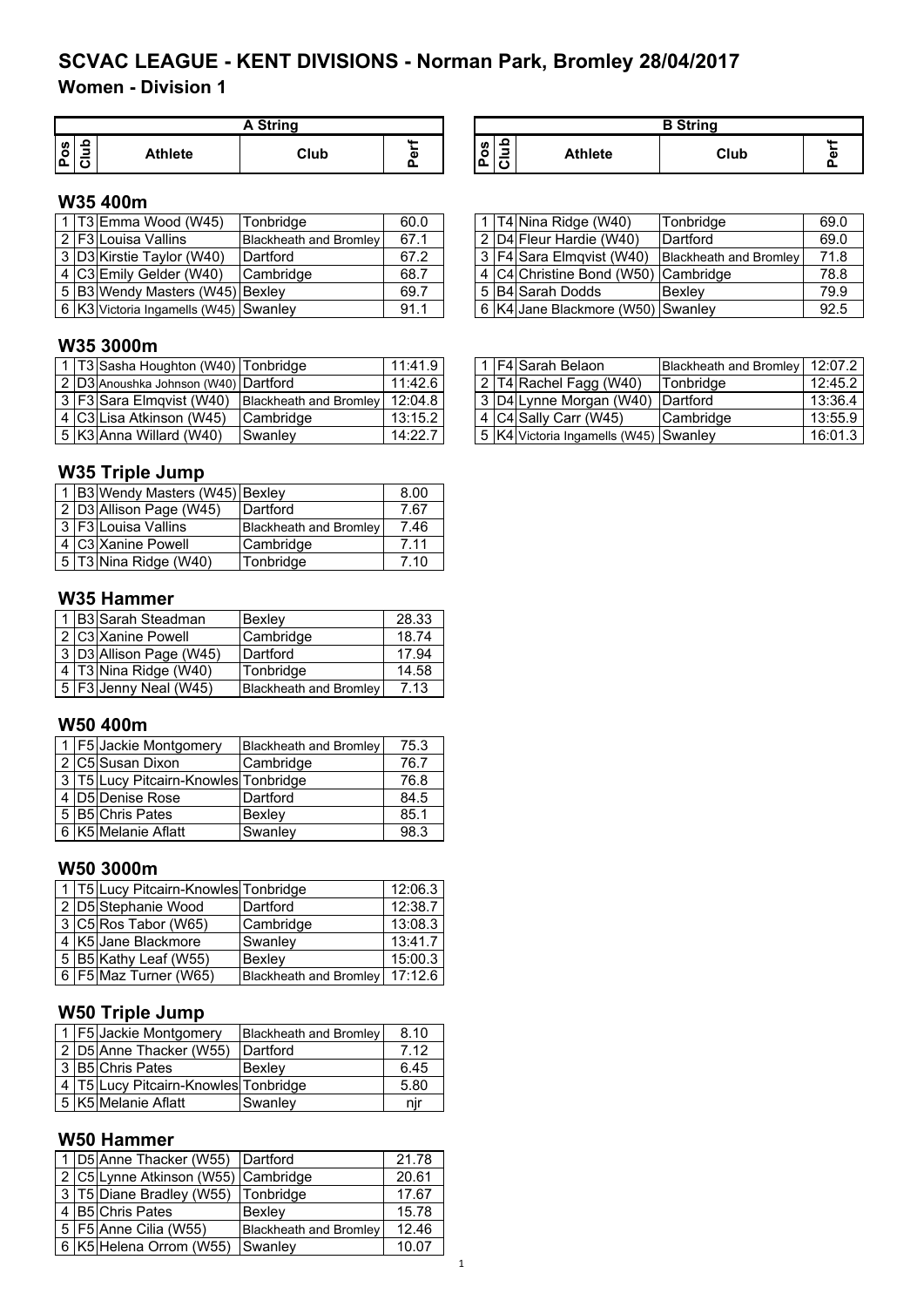# SCVAC LEAGUE - KENT DIVISIONS - Norman Park, Bromley 28/04/2017

## Women - Division 1

### W35 400m

**A String**

| Pos | Club | Athlete | Club | Perf |
|---|---|---|---|---|
| 1 | T3 | Emma Wood (W45) | Tonbridge | 60.0 |
| 2 | F3 | Louisa Vallins | Blackheath and Bromley | 67.1 |
| 3 | D3 | Kirstie Taylor (W40) | Dartford | 67.2 |
| 4 | C3 | Emily Gelder (W40) | Cambridge | 68.7 |
| 5 | B3 | Wendy Masters (W45) | Bexley | 69.7 |
| 6 | K3 | Victoria Ingamells (W45) | Swanley | 91.1 |

**B String**

| Pos | Club | Athlete | Club | Perf |
|---|---|---|---|---|
| 1 | T4 | Nina Ridge (W40) | Tonbridge | 69.0 |
| 2 | D4 | Fleur Hardie (W40) | Dartford | 69.0 |
| 3 | F4 | Sara Elmqvist (W40) | Blackheath and Bromley | 71.8 |
| 4 | C4 | Christine Bond (W50) | Cambridge | 78.8 |
| 5 | B4 | Sarah Dodds | Bexley | 79.9 |
| 6 | K4 | Jane Blackmore (W50) | Swanley | 92.5 |

### W35 3000m

**A String**

| Pos | Club | Athlete | Club | Perf |
|---|---|---|---|---|
| 1 | T3 | Sasha Houghton (W40) | Tonbridge | 11:41.9 |
| 2 | D3 | Anoushka Johnson (W40) | Dartford | 11:42.6 |
| 3 | F3 | Sara Elmqvist (W40) | Blackheath and Bromley | 12:04.8 |
| 4 | C3 | Lisa Atkinson (W45) | Cambridge | 13:15.2 |
| 5 | K3 | Anna Willard (W40) | Swanley | 14:22.7 |

**B String**

| Pos | Club | Athlete | Club | Perf |
|---|---|---|---|---|
| 1 | F4 | Sarah Belaon | Blackheath and Bromley | 12:07.2 |
| 2 | T4 | Rachel Fagg (W40) | Tonbridge | 12:45.2 |
| 3 | D4 | Lynne Morgan (W40) | Dartford | 13:36.4 |
| 4 | C4 | Sally Carr (W45) | Cambridge | 13:55.9 |
| 5 | K4 | Victoria Ingamells (W45) | Swanley | 16:01.3 |

### W35 Triple Jump

| Pos | Club | Athlete | Club | Perf |
|---|---|---|---|---|
| 1 | B3 | Wendy Masters (W45) | Bexley | 8.00 |
| 2 | D3 | Allison Page (W45) | Dartford | 7.67 |
| 3 | F3 | Louisa Vallins | Blackheath and Bromley | 7.46 |
| 4 | C3 | Xanine Powell | Cambridge | 7.11 |
| 5 | T3 | Nina Ridge (W40) | Tonbridge | 7.10 |

### W35 Hammer

| Pos | Club | Athlete | Club | Perf |
|---|---|---|---|---|
| 1 | B3 | Sarah Steadman | Bexley | 28.33 |
| 2 | C3 | Xanine Powell | Cambridge | 18.74 |
| 3 | D3 | Allison Page (W45) | Dartford | 17.94 |
| 4 | T3 | Nina Ridge (W40) | Tonbridge | 14.58 |
| 5 | F3 | Jenny Neal (W45) | Blackheath and Bromley | 7.13 |

### W50 400m

| Pos | Club | Athlete | Club | Perf |
|---|---|---|---|---|
| 1 | F5 | Jackie Montgomery | Blackheath and Bromley | 75.3 |
| 2 | C5 | Susan Dixon | Cambridge | 76.7 |
| 3 | T5 | Lucy Pitcairn-Knowles | Tonbridge | 76.8 |
| 4 | D5 | Denise Rose | Dartford | 84.5 |
| 5 | B5 | Chris Pates | Bexley | 85.1 |
| 6 | K5 | Melanie Aflatt | Swanley | 98.3 |

### W50 3000m

| Pos | Club | Athlete | Club | Perf |
|---|---|---|---|---|
| 1 | T5 | Lucy Pitcairn-Knowles | Tonbridge | 12:06.3 |
| 2 | D5 | Stephanie Wood | Dartford | 12:38.7 |
| 3 | C5 | Ros Tabor (W65) | Cambridge | 13:08.3 |
| 4 | K5 | Jane Blackmore | Swanley | 13:41.7 |
| 5 | B5 | Kathy Leaf (W55) | Bexley | 15:00.3 |
| 6 | F5 | Maz Turner (W65) | Blackheath and Bromley | 17:12.6 |

### W50 Triple Jump

| Pos | Club | Athlete | Club | Perf |
|---|---|---|---|---|
| 1 | F5 | Jackie Montgomery | Blackheath and Bromley | 8.10 |
| 2 | D5 | Anne Thacker (W55) | Dartford | 7.12 |
| 3 | B5 | Chris Pates | Bexley | 6.45 |
| 4 | T5 | Lucy Pitcairn-Knowles | Tonbridge | 5.80 |
| 5 | K5 | Melanie Aflatt | Swanley | njr |

### W50 Hammer

| Pos | Club | Athlete | Club | Perf |
|---|---|---|---|---|
| 1 | D5 | Anne Thacker (W55) | Dartford | 21.78 |
| 2 | C5 | Lynne Atkinson (W55) | Cambridge | 20.61 |
| 3 | T5 | Diane Bradley (W55) | Tonbridge | 17.67 |
| 4 | B5 | Chris Pates | Bexley | 15.78 |
| 5 | F5 | Anne Cilia (W55) | Blackheath and Bromley | 12.46 |
| 6 | K5 | Helena Orrom (W55) | Swanley | 10.07 |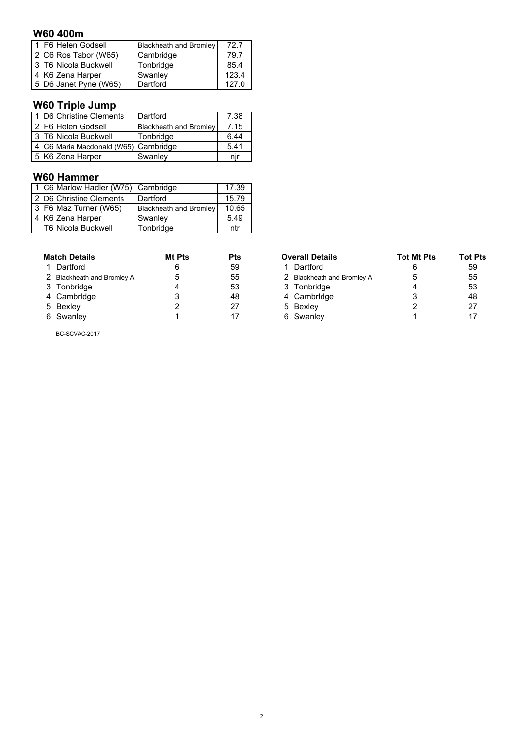## W60 400m

| | | | | |
|---|---|---|---|---|
| 1 | F6 | Helen Godsell | Blackheath and Bromley | 72.7 |
| 2 | C6 | Ros Tabor (W65) | Cambridge | 79.7 |
| 3 | T6 | Nicola Buckwell | Tonbridge | 85.4 |
| 4 | K6 | Zena Harper | Swanley | 123.4 |
| 5 | D6 | Janet Pyne (W65) | Dartford | 127.0 |

## W60 Triple Jump

| | | | | |
|---|---|---|---|---|
| 1 | D6 | Christine Clements | Dartford | 7.38 |
| 2 | F6 | Helen Godsell | Blackheath and Bromley | 7.15 |
| 3 | T6 | Nicola Buckwell | Tonbridge | 6.44 |
| 4 | C6 | Maria Macdonald (W65) | Cambridge | 5.41 |
| 5 | K6 | Zena Harper | Swanley | njr |

## W60 Hammer

| | | | | |
|---|---|---|---|---|
| 1 | C6 | Marlow Hadler (W75) | Cambridge | 17.39 |
| 2 | D6 | Christine Clements | Dartford | 15.79 |
| 3 | F6 | Maz Turner (W65) | Blackheath and Bromley | 10.65 |
| 4 | K6 | Zena Harper | Swanley | 5.49 |
| | T6 | Nicola Buckwell | Tonbridge | ntr |

| | Match Details | Mt Pts | Pts |
|---|---|---|---|
| 1 | Dartford | 6 | 59 |
| 2 | Blackheath and Bromley A | 5 | 55 |
| 3 | Tonbridge | 4 | 53 |
| 4 | Cambridge | 3 | 48 |
| 5 | Bexley | 2 | 27 |
| 6 | Swanley | 1 | 17 |

| | Overall Details | Tot Mt Pts | Tot Pts |
|---|---|---|---|
| 1 | Dartford | 6 | 59 |
| 2 | Blackheath and Bromley A | 5 | 55 |
| 3 | Tonbridge | 4 | 53 |
| 4 | Cambridge | 3 | 48 |
| 5 | Bexley | 2 | 27 |
| 6 | Swanley | 1 | 17 |

BC-SCVAC-2017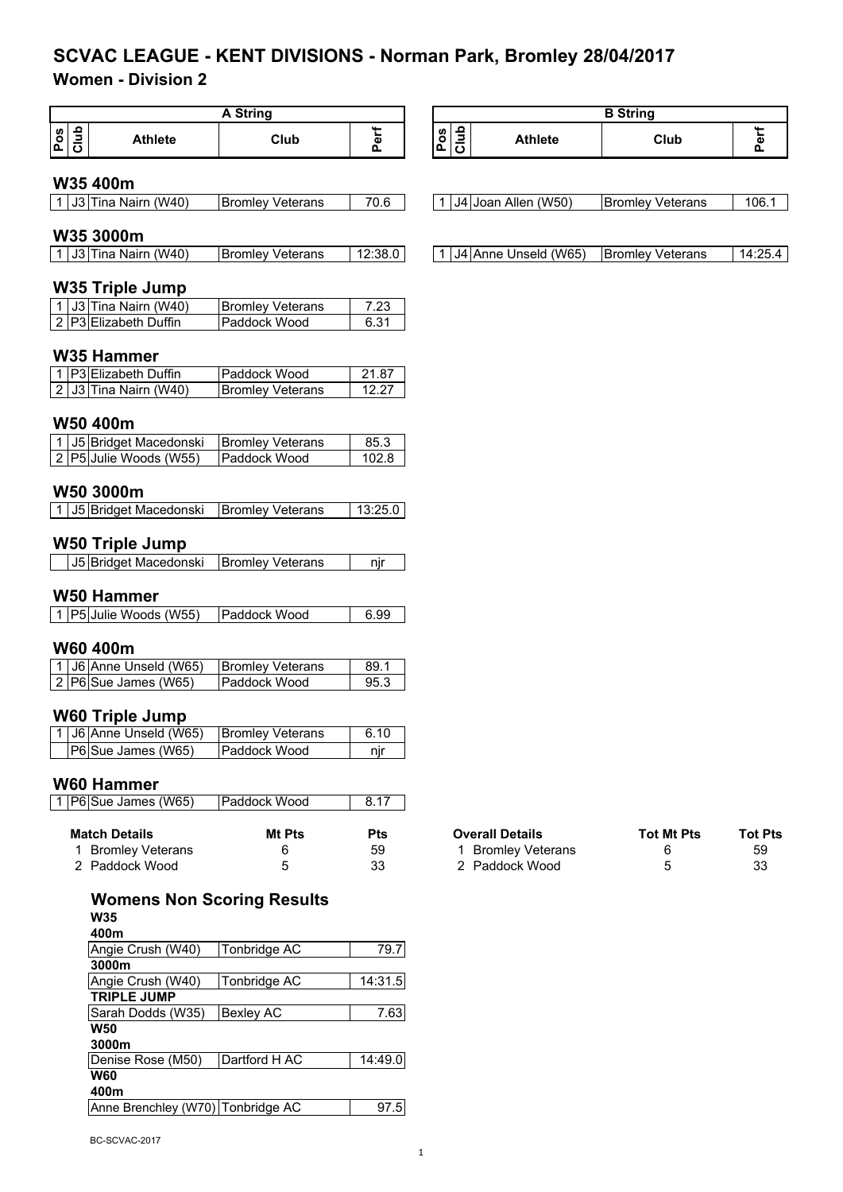# SCVAC LEAGUE - KENT DIVISIONS - Norman Park, Bromley 28/04/2017

## Women - Division 2

**A String**

| Pos | Club | Athlete | Club | Perf |
|---|---|---|---|---|

**B String**

| Pos | Club | Athlete | Club | Perf |
|---|---|---|---|---|

### W35 400m

A String:

| | | | | |
|---|---|---|---|---|
| 1 | J3 | Tina Nairn (W40) | Bromley Veterans | 70.6 |

B String:

| | | | | |
|---|---|---|---|---|
| 1 | J4 | Joan Allen (W50) | Bromley Veterans | 106.1 |

### W35 3000m

A String:

| | | | | |
|---|---|---|---|---|
| 1 | J3 | Tina Nairn (W40) | Bromley Veterans | 12:38.0 |

B String:

| | | | | |
|---|---|---|---|---|
| 1 | J4 | Anne Unseld (W65) | Bromley Veterans | 14:25.4 |

### W35 Triple Jump

| | | | | |
|---|---|---|---|---|
| 1 | J3 | Tina Nairn (W40) | Bromley Veterans | 7.23 |
| 2 | P3 | Elizabeth Duffin | Paddock Wood | 6.31 |

### W35 Hammer

| | | | | |
|---|---|---|---|---|
| 1 | P3 | Elizabeth Duffin | Paddock Wood | 21.87 |
| 2 | J3 | Tina Nairn (W40) | Bromley Veterans | 12.27 |

### W50 400m

| | | | | |
|---|---|---|---|---|
| 1 | J5 | Bridget Macedonski | Bromley Veterans | 85.3 |
| 2 | P5 | Julie Woods (W55) | Paddock Wood | 102.8 |

### W50 3000m

| | | | | |
|---|---|---|---|---|
| 1 | J5 | Bridget Macedonski | Bromley Veterans | 13:25.0 |

### W50 Triple Jump

| | | | | |
|---|---|---|---|---|
| | J5 | Bridget Macedonski | Bromley Veterans | njr |

### W50 Hammer

| | | | | |
|---|---|---|---|---|
| 1 | P5 | Julie Woods (W55) | Paddock Wood | 6.99 |

### W60 400m

| | | | | |
|---|---|---|---|---|
| 1 | J6 | Anne Unseld (W65) | Bromley Veterans | 89.1 |
| 2 | P6 | Sue James (W65) | Paddock Wood | 95.3 |

### W60 Triple Jump

| | | | | |
|---|---|---|---|---|
| 1 | J6 | Anne Unseld (W65) | Bromley Veterans | 6.10 |
| | P6 | Sue James (W65) | Paddock Wood | njr |

### W60 Hammer

| | | | | |
|---|---|---|---|---|
| 1 | P6 | Sue James (W65) | Paddock Wood | 8.17 |

| Match Details | Mt Pts | Pts |
|---|---|---|
| 1 Bromley Veterans | 6 | 59 |
| 2 Paddock Wood | 5 | 33 |

| Overall Details | Tot Mt Pts | Tot Pts |
|---|---|---|
| 1 Bromley Veterans | 6 | 59 |
| 2 Paddock Wood | 5 | 33 |

## Womens Non Scoring Results

**W35**

**400m**

| | | |
|---|---|---|
| Angie Crush (W40) | Tonbridge AC | 79.7 |

**3000m**

| | | |
|---|---|---|
| Angie Crush (W40) | Tonbridge AC | 14:31.5 |

**TRIPLE JUMP**

| | | |
|---|---|---|
| Sarah Dodds (W35) | Bexley AC | 7.63 |

**W50**

**3000m**

| | | |
|---|---|---|
| Denise Rose (M50) | Dartford H AC | 14:49.0 |

**W60**

**400m**

| | | |
|---|---|---|
| Anne Brenchley (W70) | Tonbridge AC | 97.5 |

BC-SCVAC-2017